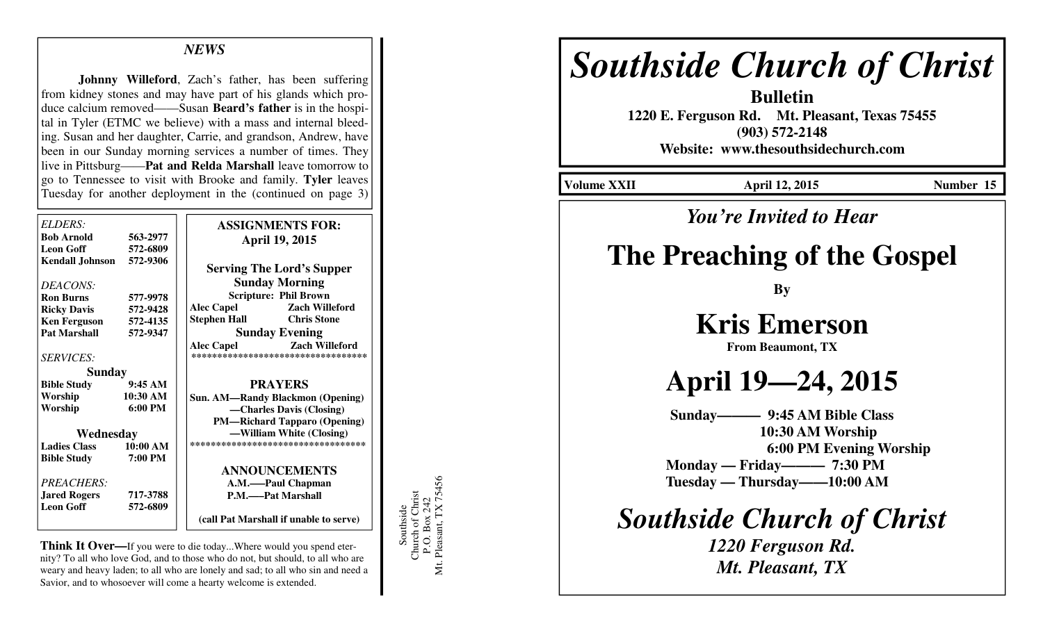## NEWS

**Johnny Willeford**, Zach's father, has been suffering from kidney stones and may have part of his glands which produce calcium removed——Susan **Beard's father** is in the hospital in Tyler (ETMC we believe) with a mass and internal bleeding. Susan and her daughter, Carrie, and grandson, Andrew, have been in our Sunday morning services a number of times. They live in Pittsburg——**Pat and Relda Marshall** leave tomorrow to go to Tennessee to visit with Brooke and family. **Tyler** leaves Tuesday for another deployment in the (continued on page 3)

*ELDERS:*

| | |
|---|---|
| **Bob Arnold** | **563-2977** |
| **Leon Goff** | **572-6809** |
| **Kendall Johnson** | **572-9306** |

*DEACONS:*

| | |
|---|---|
| **Ron Burns** | **577-9978** |
| **Ricky Davis** | **572-9428** |
| **Ken Ferguson** | **572-4135** |
| **Pat Marshall** | **572-9347** |

*SERVICES:*

**Sunday**

| | |
|---|---|
| **Bible Study** | **9:45 AM** |
| **Worship** | **10:30 AM** |
| **Worship** | **6:00 PM** |

**Wednesday**

| | |
|---|---|
| **Ladies Class** | **10:00 AM** |
| **Bible Study** | **7:00 PM** |

*PREACHERS:*

| | |
|---|---|
| **Jared Rogers** | **717-3788** |
| **Leon Goff** | **572-6809** |

**ASSIGNMENTS FOR: April 19, 2015**

**Serving The Lord's Supper**

**Sunday Morning**

**Scripture: Phil Brown**

| | |
|---|---|
| **Alec Capel** | **Zach Willeford** |
| **Stephen Hall** | **Chris Stone** |

**Sunday Evening**

| | |
|---|---|
| **Alec Capel** | **Zach Willeford** |

**********************************

**PRAYERS**

**Sun. AM—Randy Blackmon (Opening)**
**—Charles Davis (Closing)**
**PM—Richard Tapparo (Opening)**
**—William White (Closing)**

**********************************

**ANNOUNCEMENTS**

**A.M.—–Paul Chapman**
**P.M.—–Pat Marshall**

**(call Pat Marshall if unable to serve)**

**Think It Over—**If you were to die today...Where would you spend eternity? To all who love God, and to those who do not, but should, to all who are weary and heavy laden; to all who are lonely and sad; to all who sin and need a Savior, and to whosoever will come a hearty welcome is extended.

Southside
Church of Christ
P.O. Box 242
Mt. Pleasant, TX 75456

# *Southside Church of Christ*

**Bulletin**

**1220 E. Ferguson Rd. Mt. Pleasant, Texas 75455**
**(903) 572-2148**
**Website: www.thesouthsidechurch.com**

**Volume XXII — April 12, 2015 — Number 15**

### *You're Invited to Hear*

# The Preaching of the Gospel

**By**

# Kris Emerson

**From Beaumont, TX**

# April 19—24, 2015

**Sunday——— 9:45 AM Bible Class**
**10:30 AM Worship**
**6:00 PM Evening Worship**
**Monday — Friday——— 7:30 PM**
**Tuesday — Thursday——10:00 AM**

## *Southside Church of Christ*

***1220 Ferguson Rd.***
***Mt. Pleasant, TX***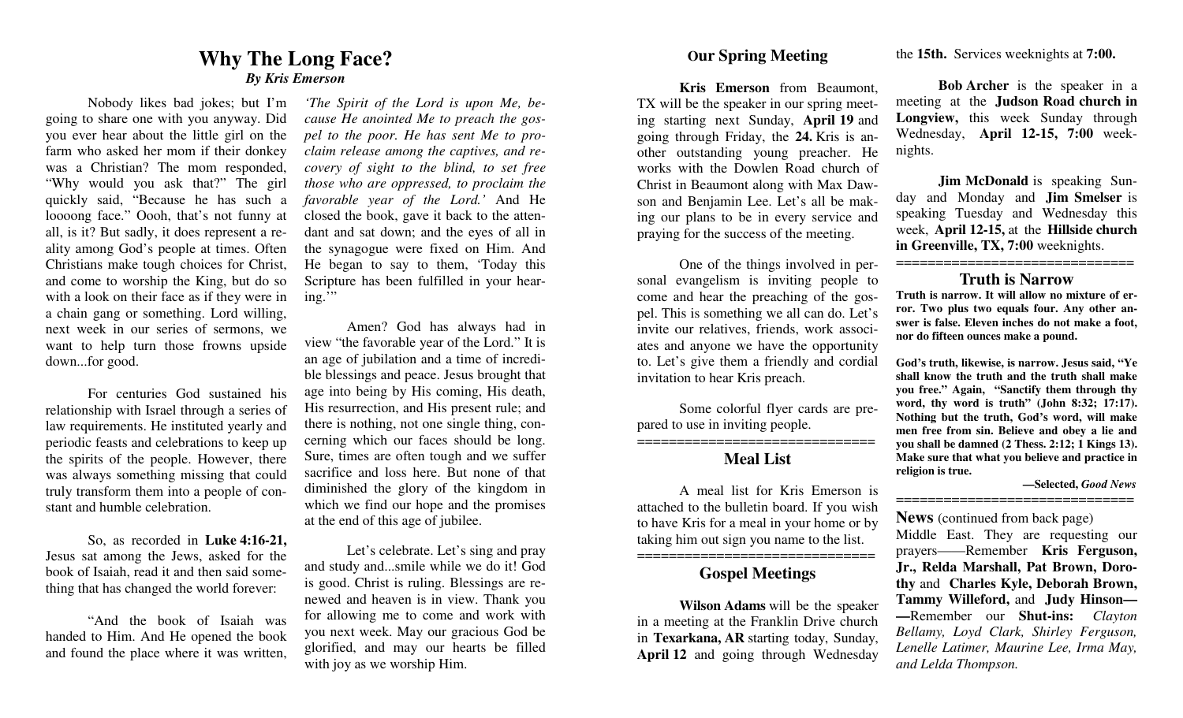## Why The Long Face?

***By Kris Emerson***

Nobody likes bad jokes; but I'm going to share one with you anyway. Did you ever hear about the little girl on the farm who asked her mom if their donkey was a Christian? The mom responded, "Why would you ask that?" The girl quickly said, "Because he has such a loooong face." Oooh, that's not funny at all, is it? But sadly, it does represent a reality among God's people at times. Often Christians make tough choices for Christ, and come to worship the King, but do so with a look on their face as if they were in a chain gang or something. Lord willing, next week in our series of sermons, we want to help turn those frowns upside down...for good.

For centuries God sustained his relationship with Israel through a series of law requirements. He instituted yearly and periodic feasts and celebrations to keep up the spirits of the people. However, there was always something missing that could truly transform them into a people of constant and humble celebration.

So, as recorded in **Luke 4:16-21,** Jesus sat among the Jews, asked for the book of Isaiah, read it and then said something that has changed the world forever:

"And the book of Isaiah was handed to Him. And He opened the book and found the place where it was written, *'The Spirit of the Lord is upon Me, because He anointed Me to preach the gospel to the poor. He has sent Me to proclaim release among the captives, and recovery of sight to the blind, to set free those who are oppressed, to proclaim the favorable year of the Lord.'* And He closed the book, gave it back to the attendant and sat down; and the eyes of all in the synagogue were fixed on Him. And He began to say to them, 'Today this Scripture has been fulfilled in your hearing.'"

Amen? God has always had in view "the favorable year of the Lord." It is an age of jubilation and a time of incredible blessings and peace. Jesus brought that age into being by His coming, His death, His resurrection, and His present rule; and there is nothing, not one single thing, concerning which our faces should be long. Sure, times are often tough and we suffer sacrifice and loss here. But none of that diminished the glory of the kingdom in which we find our hope and the promises at the end of this age of jubilee.

Let's celebrate. Let's sing and pray and study and...smile while we do it! God is good. Christ is ruling. Blessings are renewed and heaven is in view. Thank you for allowing me to come and work with you next week. May our gracious God be glorified, and may our hearts be filled with joy as we worship Him.

## Our Spring Meeting

**Kris Emerson** from Beaumont, TX will be the speaker in our spring meeting starting next Sunday, **April 19** and going through Friday, the **24.** Kris is another outstanding young preacher. He works with the Dowlen Road church of Christ in Beaumont along with Max Dawson and Benjamin Lee. Let's all be making our plans to be in every service and praying for the success of the meeting.

One of the things involved in personal evangelism is inviting people to come and hear the preaching of the gospel. This is something we all can do. Let's invite our relatives, friends, work associates and anyone we have the opportunity to. Let's give them a friendly and cordial invitation to hear Kris preach.

Some colorful flyer cards are prepared to use in inviting people.

==============================

## Meal List

A meal list for Kris Emerson is attached to the bulletin board. If you wish to have Kris for a meal in your home or by taking him out sign you name to the list.

==============================

## Gospel Meetings

**Wilson Adams** will be the speaker in a meeting at the Franklin Drive church in **Texarkana, AR** starting today, Sunday, **April 12** and going through Wednesday the **15th.** Services weeknights at **7:00.**

**Bob Archer** is the speaker in a meeting at the **Judson Road church in Longview,** this week Sunday through Wednesday, **April 12-15, 7:00** weeknights.

**Jim McDonald** is speaking Sunday and Monday and **Jim Smelser** is speaking Tuesday and Wednesday this week, **April 12-15,** at the **Hillside church in Greenville, TX, 7:00** weeknights.

==============================

## Truth is Narrow

**Truth is narrow. It will allow no mixture of error. Two plus two equals four. Any other answer is false. Eleven inches do not make a foot, nor do fifteen ounces make a pound.**

**God's truth, likewise, is narrow. Jesus said, "Ye shall know the truth and the truth shall make you free." Again, "Sanctify them through thy word, thy word is truth" (John 8:32; 17:17). Nothing but the truth, God's word, will make men free from sin. Believe and obey a lie and you shall be damned (2 Thess. 2:12; 1 Kings 13). Make sure that what you believe and practice in religion is true.**

**—Selected, *Good News***

==============================

**News** (continued from back page)

Middle East. They are requesting our prayers——Remember **Kris Ferguson, Jr., Relda Marshall, Pat Brown, Dorothy** and **Charles Kyle, Deborah Brown, Tammy Willeford,** and **Judy Hinson——**Remember our **Shut-ins:** *Clayton Bellamy, Loyd Clark, Shirley Ferguson, Lenelle Latimer, Maurine Lee, Irma May, and Lelda Thompson.*